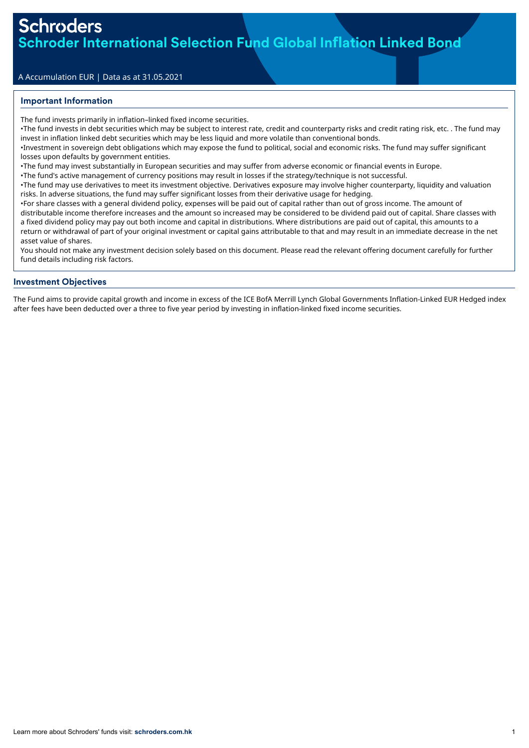# Schroders

## Schroder International Selection Fund Global Inflation Linked Bond

A Accumulation EUR | Data as at 31.05.2021

### Important Information

The fund invests primarily in inflation–linked fixed income securities.

•The fund invests in debt securities which may be subject to interest rate, credit and counterparty risks and credit rating risk, etc. . The fund may invest in inflation linked debt securities which may be less liquid and more volatile than conventional bonds.

•Investment in sovereign debt obligations which may expose the fund to political, social and economic risks. The fund may suffer significant losses upon defaults by government entities.

•The fund may invest substantially in European securities and may suffer from adverse economic or financial events in Europe.

•The fund's active management of currency positions may result in losses if the strategy/technique is not successful.

•The fund may use derivatives to meet its investment objective. Derivatives exposure may involve higher counterparty, liquidity and valuation risks. In adverse situations, the fund may suffer significant losses from their derivative usage for hedging.

•For share classes with a general dividend policy, expenses will be paid out of capital rather than out of gross income. The amount of distributable income therefore increases and the amount so increased may be considered to be dividend paid out of capital. Share classes with a fixed dividend policy may pay out both income and capital in distributions. Where distributions are paid out of capital, this amounts to a return or withdrawal of part of your original investment or capital gains attributable to that and may result in an immediate decrease in the net asset value of shares.

You should not make any investment decision solely based on this document. Please read the relevant offering document carefully for further fund details including risk factors.

### Investment Objectives

The Fund aims to provide capital growth and income in excess of the ICE BofA Merrill Lynch Global Governments Inflation-Linked EUR Hedged index after fees have been deducted over a three to five year period by investing in inflation-linked fixed income securities.

Learn more about Schroders' funds visit: **schroders.com.hk**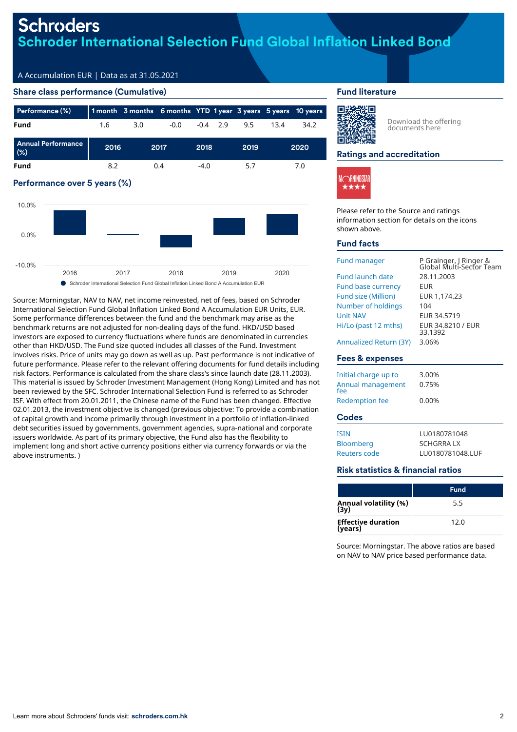# Schroders

## Schroder International Selection Fund Global Inflation Linked Bond

A Accumulation EUR | Data as at 31.05.2021

### Share class performance (Cumulative)

| Performance (%) | 1 month | 3 months | 6 months | YTD | 1 year | 3 years | 5 years | 10 years |
|---|---|---|---|---|---|---|---|---|
| Fund | 1.6 | 3.0 | -0.0 | -0.4 | 2.9 | 9.5 | 13.4 | 34.2 |

| Annual Performance (%) | 2016 | 2017 | 2018 | 2019 | 2020 |
|---|---|---|---|---|---|
| Fund | 8.2 | 0.4 | -4.0 | 5.7 | 7.0 |

### Performance over 5 years (%)

● Schroder International Selection Fund Global Inflation Linked Bond A Accumulation EUR

Source: Morningstar, NAV to NAV, net income reinvested, net of fees, based on Schroder International Selection Fund Global Inflation Linked Bond A Accumulation EUR Units, EUR. Some performance differences between the fund and the benchmark may arise as the benchmark returns are not adjusted for non-dealing days of the fund. HKD/USD based investors are exposed to currency fluctuations where funds are denominated in currencies other than HKD/USD. The Fund size quoted includes all classes of the Fund. Investment involves risks. Price of units may go down as well as up. Past performance is not indicative of future performance. Please refer to the relevant offering documents for fund details including risk factors. Performance is calculated from the share class's since launch date (28.11.2003). This material is issued by Schroder Investment Management (Hong Kong) Limited and has not been reviewed by the SFC. Schroder International Selection Fund is referred to as Schroder ISF. With effect from 20.01.2011, the Chinese name of the Fund has been changed. Effective 02.01.2013, the investment objective is changed (previous objective: To provide a combination of capital growth and income primarily through investment in a portfolio of inflation-linked debt securities issued by governments, government agencies, supra-national and corporate issuers worldwide. As part of its primary objective, the Fund also has the flexibility to implement long and short active currency positions either via currency forwards or via the above instruments. )

### Fund literature

Download the offering documents here

### Ratings and accreditation

MORNINGSTAR ★★★★

Please refer to the Source and ratings information section for details on the icons shown above.

### Fund facts

| | |
|---|---|
| Fund manager | P Grainger, J Ringer & Global Multi-Sector Team |
| Fund launch date | 28.11.2003 |
| Fund base currency | EUR |
| Fund size (Million) | EUR 1,174.23 |
| Number of holdings | 104 |
| Unit NAV | EUR 34.5719 |
| Hi/Lo (past 12 mths) | EUR 34.8210 / EUR 33.1392 |
| Annualized Return (3Y) | 3.06% |

### Fees & expenses

| | |
|---|---|
| Initial charge up to | 3.00% |
| Annual management fee | 0.75% |
| Redemption fee | 0.00% |

### Codes

| | |
|---|---|
| ISIN | LU0180781048 |
| Bloomberg | SCHGRRA LX |
| Reuters code | LU0180781048.LUF |

### Risk statistics & financial ratios

| | Fund |
|---|---|
| Annual volatility (%) (3y) | 5.5 |
| Effective duration (years) | 12.0 |

Source: Morningstar. The above ratios are based on NAV to NAV price based performance data.

Learn more about Schroders' funds visit: **schroders.com.hk**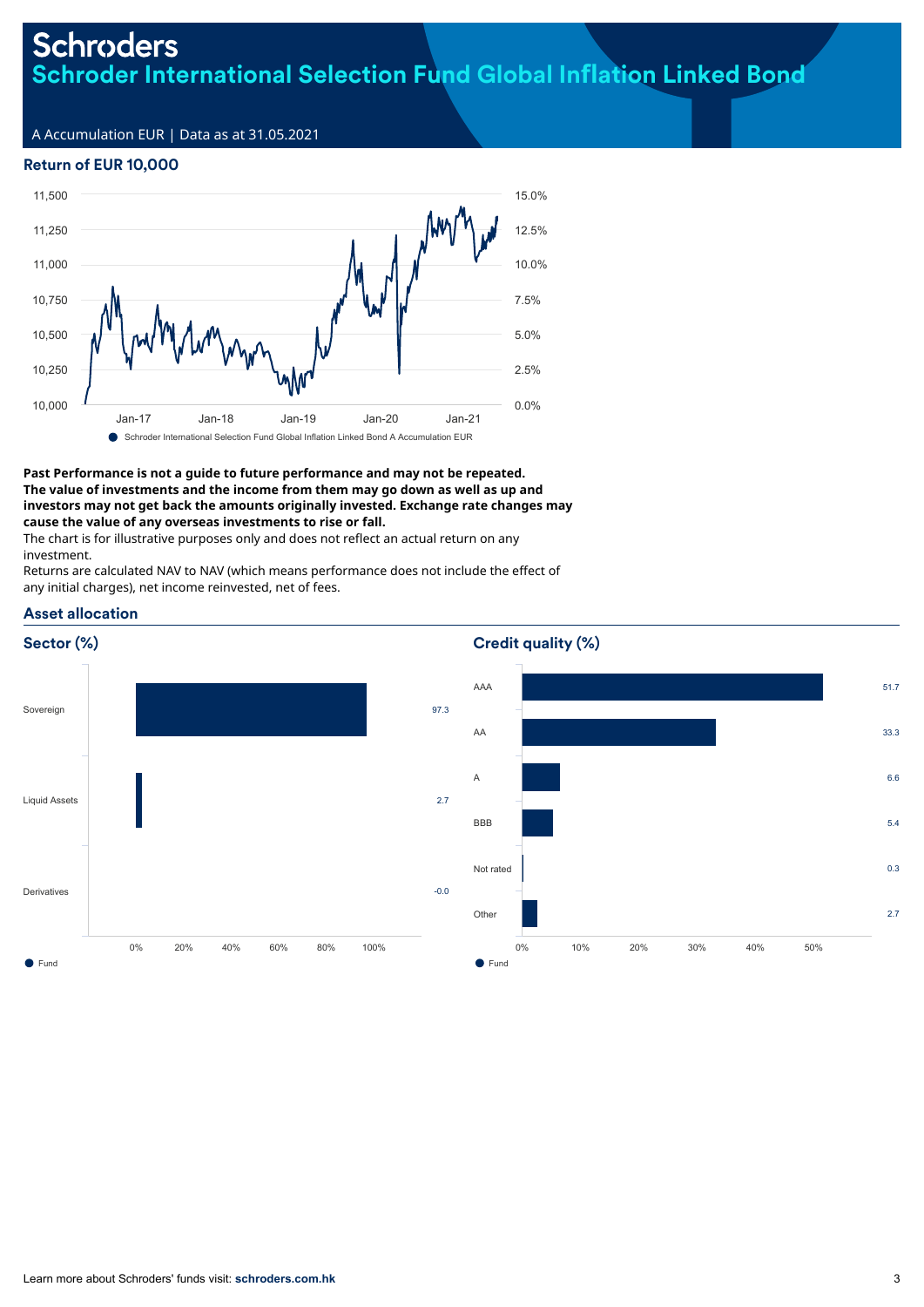# Schroders

## Schroder International Selection Fund Global Inflation Linked Bond

A Accumulation EUR | Data as at 31.05.2021

### Return of EUR 10,000

Schroder International Selection Fund Global Inflation Linked Bond A Accumulation EUR

**Past Performance is not a guide to future performance and may not be repeated. The value of investments and the income from them may go down as well as up and investors may not get back the amounts originally invested. Exchange rate changes may cause the value of any overseas investments to rise or fall.**

The chart is for illustrative purposes only and does not reflect an actual return on any investment.

Returns are calculated NAV to NAV (which means performance does not include the effect of any initial charges), net income reinvested, net of fees.

### Asset allocation

#### Sector (%)

| Sector | Fund |
|---|---|
| Sovereign | 97.3 |
| Liquid Assets | 2.7 |
| Derivatives | -0.0 |

#### Credit quality (%)

| Credit quality | Fund |
|---|---|
| AAA | 51.7 |
| AA | 33.3 |
| A | 6.6 |
| BBB | 5.4 |
| Not rated | 0.3 |
| Other | 2.7 |

Learn more about Schroders' funds visit: **schroders.com.hk**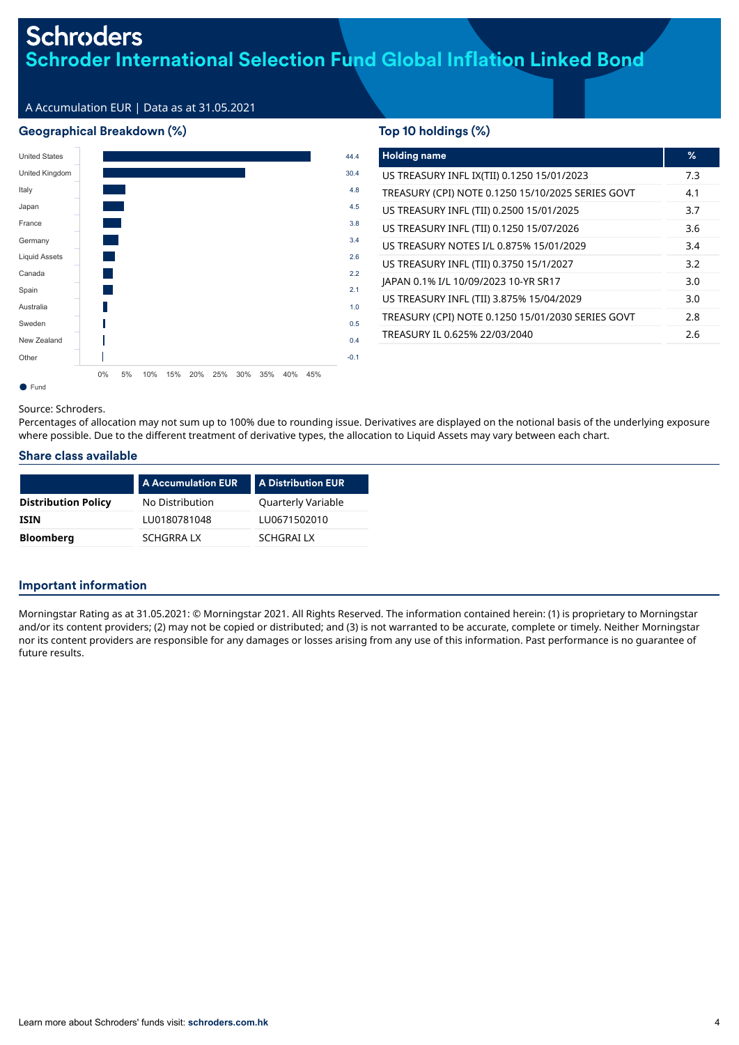# Schroders

## Schroder International Selection Fund Global Inflation Linked Bond

A Accumulation EUR | Data as at 31.05.2021

### Geographical Breakdown (%)

United States 44.4
United Kingdom 30.4
Italy 4.8
Japan 4.5
France 3.8
Germany 3.4
Liquid Assets 2.6
Canada 2.2
Spain 2.1
Australia 1.0
Sweden 0.5
New Zealand 0.4
Other -0.1

0% 5% 10% 15% 20% 25% 30% 35% 40% 45%

Fund

### Top 10 holdings (%)

| Holding name | % |
|---|---|
| US TREASURY INFL IX(TII) 0.1250 15/01/2023 | 7.3 |
| TREASURY (CPI) NOTE 0.1250 15/10/2025 SERIES GOVT | 4.1 |
| US TREASURY INFL (TII) 0.2500 15/01/2025 | 3.7 |
| US TREASURY INFL (TII) 0.1250 15/07/2026 | 3.6 |
| US TREASURY NOTES I/L 0.875% 15/01/2029 | 3.4 |
| US TREASURY INFL (TII) 0.3750 15/1/2027 | 3.2 |
| JAPAN 0.1% I/L 10/09/2023 10-YR SR17 | 3.0 |
| US TREASURY INFL (TII) 3.875% 15/04/2029 | 3.0 |
| TREASURY (CPI) NOTE 0.1250 15/01/2030 SERIES GOVT | 2.8 |
| TREASURY IL 0.625% 22/03/2040 | 2.6 |

Source: Schroders.

Percentages of allocation may not sum up to 100% due to rounding issue. Derivatives are displayed on the notional basis of the underlying exposure where possible. Due to the different treatment of derivative types, the allocation to Liquid Assets may vary between each chart.

### Share class available

| | A Accumulation EUR | A Distribution EUR |
|---|---|---|
| **Distribution Policy** | No Distribution | Quarterly Variable |
| **ISIN** | LU0180781048 | LU0671502010 |
| **Bloomberg** | SCHGRRA LX | SCHGRAI LX |

### Important information

Morningstar Rating as at 31.05.2021: © Morningstar 2021. All Rights Reserved. The information contained herein: (1) is proprietary to Morningstar and/or its content providers; (2) may not be copied or distributed; and (3) is not warranted to be accurate, complete or timely. Neither Morningstar nor its content providers are responsible for any damages or losses arising from any use of this information. Past performance is no guarantee of future results.

Learn more about Schroders' funds visit: **schroders.com.hk**